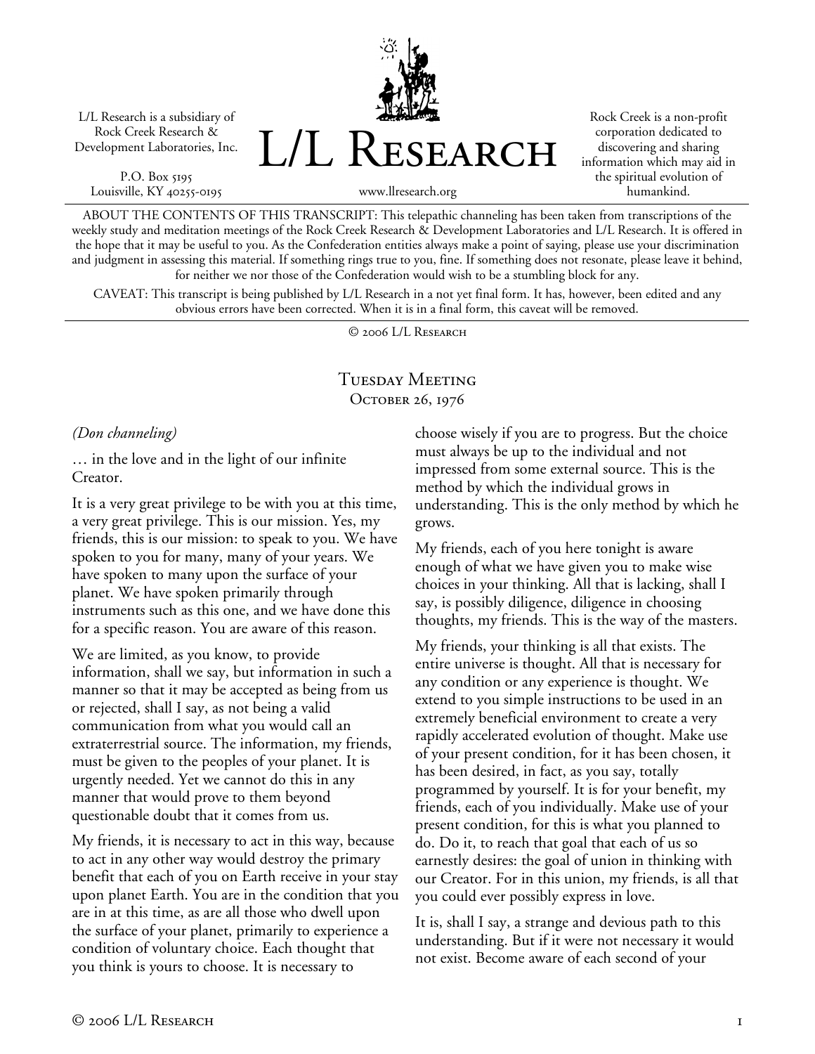L/L Research is a subsidiary of Rock Creek Research & Development Laboratories, Inc.

P.O. Box 5195
Louisville, KY 40255-0195

# L/L Research

www.llresearch.org

Rock Creek is a non-profit corporation dedicated to discovering and sharing information which may aid in the spiritual evolution of humankind.

ABOUT THE CONTENTS OF THIS TRANSCRIPT: This telepathic channeling has been taken from transcriptions of the weekly study and meditation meetings of the Rock Creek Research & Development Laboratories and L/L Research. It is offered in the hope that it may be useful to you. As the Confederation entities always make a point of saying, please use your discrimination and judgment in assessing this material. If something rings true to you, fine. If something does not resonate, please leave it behind, for neither we nor those of the Confederation would wish to be a stumbling block for any.

CAVEAT: This transcript is being published by L/L Research in a not yet final form. It has, however, been edited and any obvious errors have been corrected. When it is in a final form, this caveat will be removed.

© 2006 L/L Research

## Tuesday Meeting
## October 26, 1976

*(Don channeling)*

… in the love and in the light of our infinite Creator.

It is a very great privilege to be with you at this time, a very great privilege. This is our mission. Yes, my friends, this is our mission: to speak to you. We have spoken to you for many, many of your years. We have spoken to many upon the surface of your planet. We have spoken primarily through instruments such as this one, and we have done this for a specific reason. You are aware of this reason.

We are limited, as you know, to provide information, shall we say, but information in such a manner so that it may be accepted as being from us or rejected, shall I say, as not being a valid communication from what you would call an extraterrestrial source. The information, my friends, must be given to the peoples of your planet. It is urgently needed. Yet we cannot do this in any manner that would prove to them beyond questionable doubt that it comes from us.

My friends, it is necessary to act in this way, because to act in any other way would destroy the primary benefit that each of you on Earth receive in your stay upon planet Earth. You are in the condition that you are in at this time, as are all those who dwell upon the surface of your planet, primarily to experience a condition of voluntary choice. Each thought that you think is yours to choose. It is necessary to choose wisely if you are to progress. But the choice must always be up to the individual and not impressed from some external source. This is the method by which the individual grows in understanding. This is the only method by which he grows.

My friends, each of you here tonight is aware enough of what we have given you to make wise choices in your thinking. All that is lacking, shall I say, is possibly diligence, diligence in choosing thoughts, my friends. This is the way of the masters.

My friends, your thinking is all that exists. The entire universe is thought. All that is necessary for any condition or any experience is thought. We extend to you simple instructions to be used in an extremely beneficial environment to create a very rapidly accelerated evolution of thought. Make use of your present condition, for it has been chosen, it has been desired, in fact, as you say, totally programmed by yourself. It is for your benefit, my friends, each of you individually. Make use of your present condition, for this is what you planned to do. Do it, to reach that goal that each of us so earnestly desires: the goal of union in thinking with our Creator. For in this union, my friends, is all that you could ever possibly express in love.

It is, shall I say, a strange and devious path to this understanding. But if it were not necessary it would not exist. Become aware of each second of your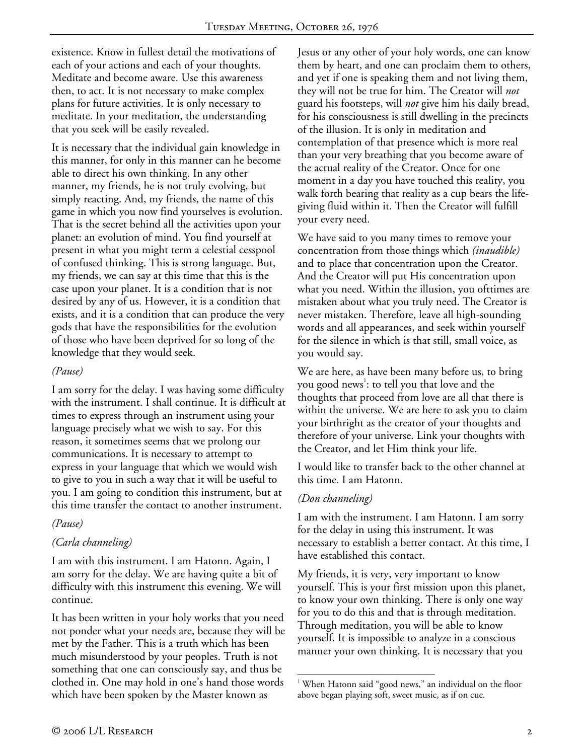existence. Know in fullest detail the motivations of each of your actions and each of your thoughts. Meditate and become aware. Use this awareness then, to act. It is not necessary to make complex plans for future activities. It is only necessary to meditate. In your meditation, the understanding that you seek will be easily revealed.

It is necessary that the individual gain knowledge in this manner, for only in this manner can he become able to direct his own thinking. In any other manner, my friends, he is not truly evolving, but simply reacting. And, my friends, the name of this game in which you now find yourselves is evolution. That is the secret behind all the activities upon your planet: an evolution of mind. You find yourself at present in what you might term a celestial cesspool of confused thinking. This is strong language. But, my friends, we can say at this time that this is the case upon your planet. It is a condition that is not desired by any of us. However, it is a condition that exists, and it is a condition that can produce the very gods that have the responsibilities for the evolution of those who have been deprived for so long of the knowledge that they would seek.

*(Pause)*

I am sorry for the delay. I was having some difficulty with the instrument. I shall continue. It is difficult at times to express through an instrument using your language precisely what we wish to say. For this reason, it sometimes seems that we prolong our communications. It is necessary to attempt to express in your language that which we would wish to give to you in such a way that it will be useful to you. I am going to condition this instrument, but at this time transfer the contact to another instrument.

*(Pause)*

*(Carla channeling)*

I am with this instrument. I am Hatonn. Again, I am sorry for the delay. We are having quite a bit of difficulty with this instrument this evening. We will continue.

It has been written in your holy works that you need not ponder what your needs are, because they will be met by the Father. This is a truth which has been much misunderstood by your peoples. Truth is not something that one can consciously say, and thus be clothed in. One may hold in one's hand those words which have been spoken by the Master known as Jesus or any other of your holy words, one can know them by heart, and one can proclaim them to others, and yet if one is speaking them and not living them, they will not be true for him. The Creator will *not* guard his footsteps, will *not* give him his daily bread, for his consciousness is still dwelling in the precincts of the illusion. It is only in meditation and contemplation of that presence which is more real than your very breathing that you become aware of the actual reality of the Creator. Once for one moment in a day you have touched this reality, you walk forth bearing that reality as a cup bears the life-giving fluid within it. Then the Creator will fulfill your every need.

We have said to you many times to remove your concentration from those things which *(inaudible)* and to place that concentration upon the Creator. And the Creator will put His concentration upon what you need. Within the illusion, you ofttimes are mistaken about what you truly need. The Creator is never mistaken. Therefore, leave all high-sounding words and all appearances, and seek within yourself for the silence in which is that still, small voice, as you would say.

We are here, as have been many before us, to bring you good news[1]: to tell you that love and the thoughts that proceed from love are all that there is within the universe. We are here to ask you to claim your birthright as the creator of your thoughts and therefore of your universe. Link your thoughts with the Creator, and let Him think your life.

I would like to transfer back to the other channel at this time. I am Hatonn.

*(Don channeling)*

I am with the instrument. I am Hatonn. I am sorry for the delay in using this instrument. It was necessary to establish a better contact. At this time, I have established this contact.

My friends, it is very, very important to know yourself. This is your first mission upon this planet, to know your own thinking. There is only one way for you to do this and that is through meditation. Through meditation, you will be able to know yourself. It is impossible to analyze in a conscious manner your own thinking. It is necessary that you

[1] When Hatonn said "good news," an individual on the floor above began playing soft, sweet music, as if on cue.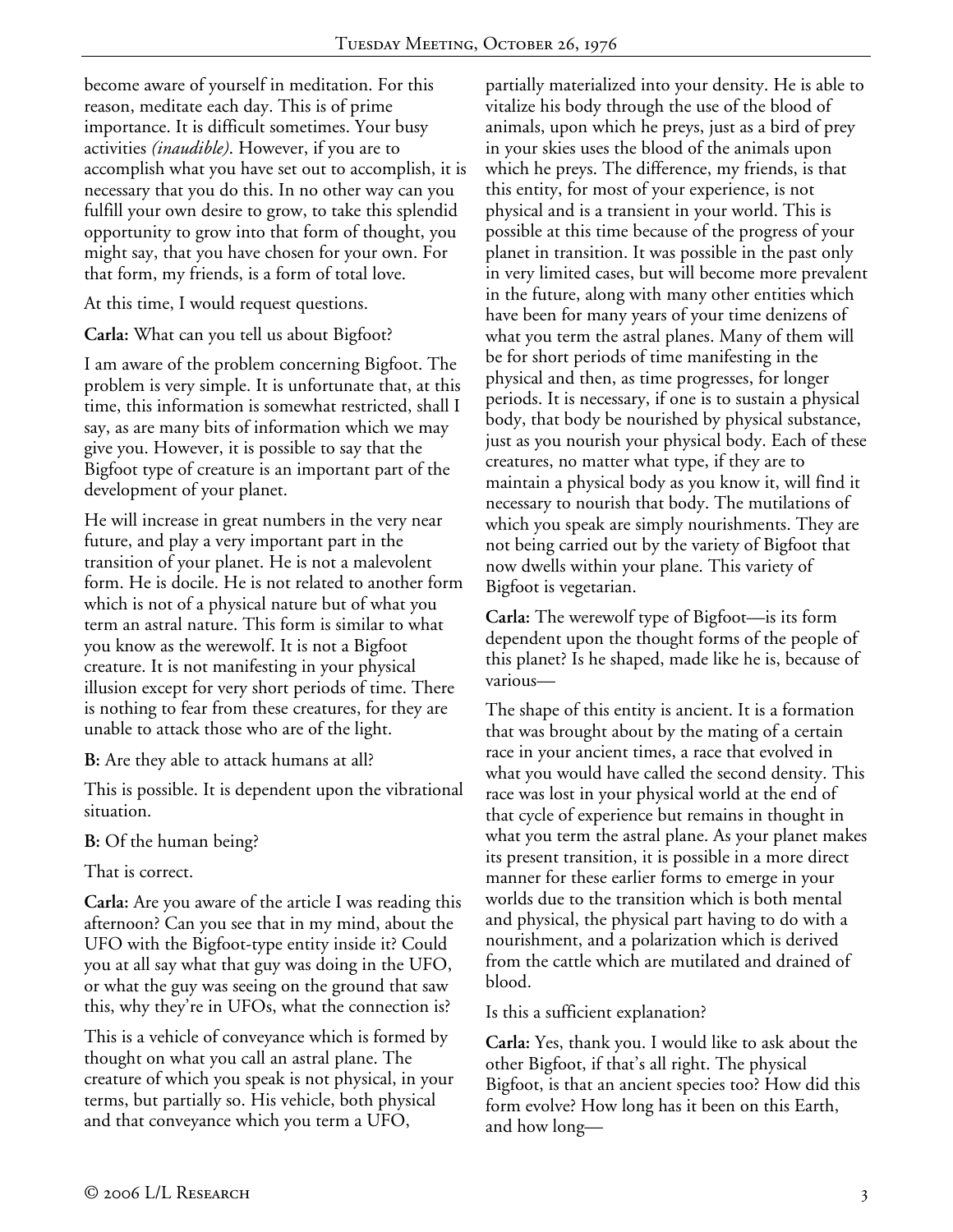become aware of yourself in meditation. For this reason, meditate each day. This is of prime importance. It is difficult sometimes. Your busy activities *(inaudible)*. However, if you are to accomplish what you have set out to accomplish, it is necessary that you do this. In no other way can you fulfill your own desire to grow, to take this splendid opportunity to grow into that form of thought, you might say, that you have chosen for your own. For that form, my friends, is a form of total love.

At this time, I would request questions.

**Carla:** What can you tell us about Bigfoot?

I am aware of the problem concerning Bigfoot. The problem is very simple. It is unfortunate that, at this time, this information is somewhat restricted, shall I say, as are many bits of information which we may give you. However, it is possible to say that the Bigfoot type of creature is an important part of the development of your planet.

He will increase in great numbers in the very near future, and play a very important part in the transition of your planet. He is not a malevolent form. He is docile. He is not related to another form which is not of a physical nature but of what you term an astral nature. This form is similar to what you know as the werewolf. It is not a Bigfoot creature. It is not manifesting in your physical illusion except for very short periods of time. There is nothing to fear from these creatures, for they are unable to attack those who are of the light.

**B:** Are they able to attack humans at all?

This is possible. It is dependent upon the vibrational situation.

**B:** Of the human being?

That is correct.

**Carla:** Are you aware of the article I was reading this afternoon? Can you see that in my mind, about the UFO with the Bigfoot-type entity inside it? Could you at all say what that guy was doing in the UFO, or what the guy was seeing on the ground that saw this, why they're in UFOs, what the connection is?

This is a vehicle of conveyance which is formed by thought on what you call an astral plane. The creature of which you speak is not physical, in your terms, but partially so. His vehicle, both physical and that conveyance which you term a UFO, partially materialized into your density. He is able to vitalize his body through the use of the blood of animals, upon which he preys, just as a bird of prey in your skies uses the blood of the animals upon which he preys. The difference, my friends, is that this entity, for most of your experience, is not physical and is a transient in your world. This is possible at this time because of the progress of your planet in transition. It was possible in the past only in very limited cases, but will become more prevalent in the future, along with many other entities which have been for many years of your time denizens of what you term the astral planes. Many of them will be for short periods of time manifesting in the physical and then, as time progresses, for longer periods. It is necessary, if one is to sustain a physical body, that body be nourished by physical substance, just as you nourish your physical body. Each of these creatures, no matter what type, if they are to maintain a physical body as you know it, will find it necessary to nourish that body. The mutilations of which you speak are simply nourishments. They are not being carried out by the variety of Bigfoot that now dwells within your plane. This variety of Bigfoot is vegetarian.

**Carla:** The werewolf type of Bigfoot—is its form dependent upon the thought forms of the people of this planet? Is he shaped, made like he is, because of various—

The shape of this entity is ancient. It is a formation that was brought about by the mating of a certain race in your ancient times, a race that evolved in what you would have called the second density. This race was lost in your physical world at the end of that cycle of experience but remains in thought in what you term the astral plane. As your planet makes its present transition, it is possible in a more direct manner for these earlier forms to emerge in your worlds due to the transition which is both mental and physical, the physical part having to do with a nourishment, and a polarization which is derived from the cattle which are mutilated and drained of blood.

Is this a sufficient explanation?

**Carla:** Yes, thank you. I would like to ask about the other Bigfoot, if that's all right. The physical Bigfoot, is that an ancient species too? How did this form evolve? How long has it been on this Earth, and how long—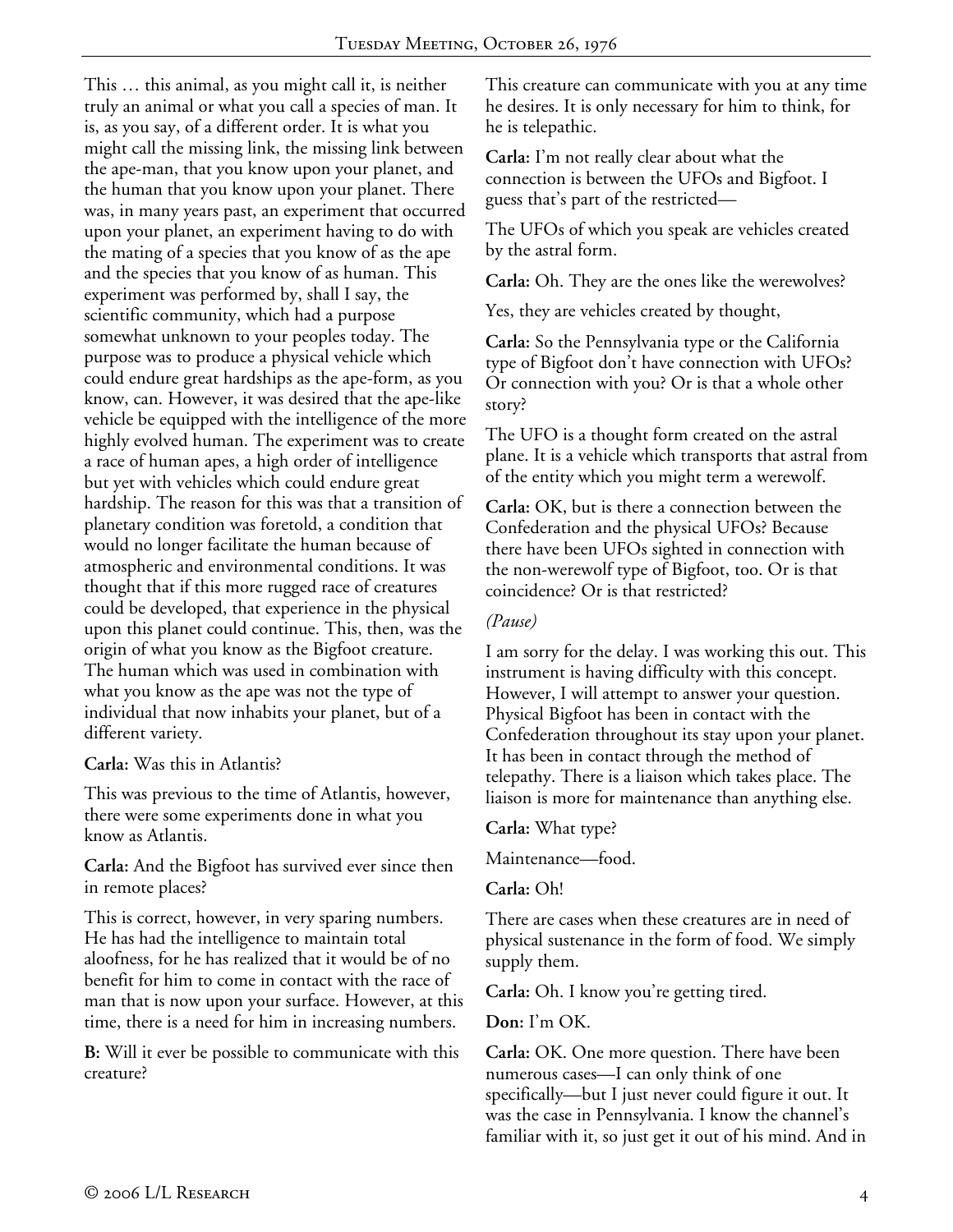This … this animal, as you might call it, is neither truly an animal or what you call a species of man. It is, as you say, of a different order. It is what you might call the missing link, the missing link between the ape-man, that you know upon your planet, and the human that you know upon your planet. There was, in many years past, an experiment that occurred upon your planet, an experiment having to do with the mating of a species that you know of as the ape and the species that you know of as human. This experiment was performed by, shall I say, the scientific community, which had a purpose somewhat unknown to your peoples today. The purpose was to produce a physical vehicle which could endure great hardships as the ape-form, as you know, can. However, it was desired that the ape-like vehicle be equipped with the intelligence of the more highly evolved human. The experiment was to create a race of human apes, a high order of intelligence but yet with vehicles which could endure great hardship. The reason for this was that a transition of planetary condition was foretold, a condition that would no longer facilitate the human because of atmospheric and environmental conditions. It was thought that if this more rugged race of creatures could be developed, that experience in the physical upon this planet could continue. This, then, was the origin of what you know as the Bigfoot creature. The human which was used in combination with what you know as the ape was not the type of individual that now inhabits your planet, but of a different variety.

**Carla:** Was this in Atlantis?

This was previous to the time of Atlantis, however, there were some experiments done in what you know as Atlantis.

**Carla:** And the Bigfoot has survived ever since then in remote places?

This is correct, however, in very sparing numbers. He has had the intelligence to maintain total aloofness, for he has realized that it would be of no benefit for him to come in contact with the race of man that is now upon your surface. However, at this time, there is a need for him in increasing numbers.

**B:** Will it ever be possible to communicate with this creature?

This creature can communicate with you at any time he desires. It is only necessary for him to think, for he is telepathic.

**Carla:** I'm not really clear about what the connection is between the UFOs and Bigfoot. I guess that's part of the restricted—

The UFOs of which you speak are vehicles created by the astral form.

**Carla:** Oh. They are the ones like the werewolves?

Yes, they are vehicles created by thought,

**Carla:** So the Pennsylvania type or the California type of Bigfoot don't have connection with UFOs? Or connection with you? Or is that a whole other story?

The UFO is a thought form created on the astral plane. It is a vehicle which transports that astral from of the entity which you might term a werewolf.

**Carla:** OK, but is there a connection between the Confederation and the physical UFOs? Because there have been UFOs sighted in connection with the non-werewolf type of Bigfoot, too. Or is that coincidence? Or is that restricted?

*(Pause)*

I am sorry for the delay. I was working this out. This instrument is having difficulty with this concept. However, I will attempt to answer your question. Physical Bigfoot has been in contact with the Confederation throughout its stay upon your planet. It has been in contact through the method of telepathy. There is a liaison which takes place. The liaison is more for maintenance than anything else.

**Carla:** What type?

Maintenance—food.

**Carla:** Oh!

There are cases when these creatures are in need of physical sustenance in the form of food. We simply supply them.

**Carla:** Oh. I know you're getting tired.

**Don:** I'm OK.

**Carla:** OK. One more question. There have been numerous cases—I can only think of one specifically—but I just never could figure it out. It was the case in Pennsylvania. I know the channel's familiar with it, so just get it out of his mind. And in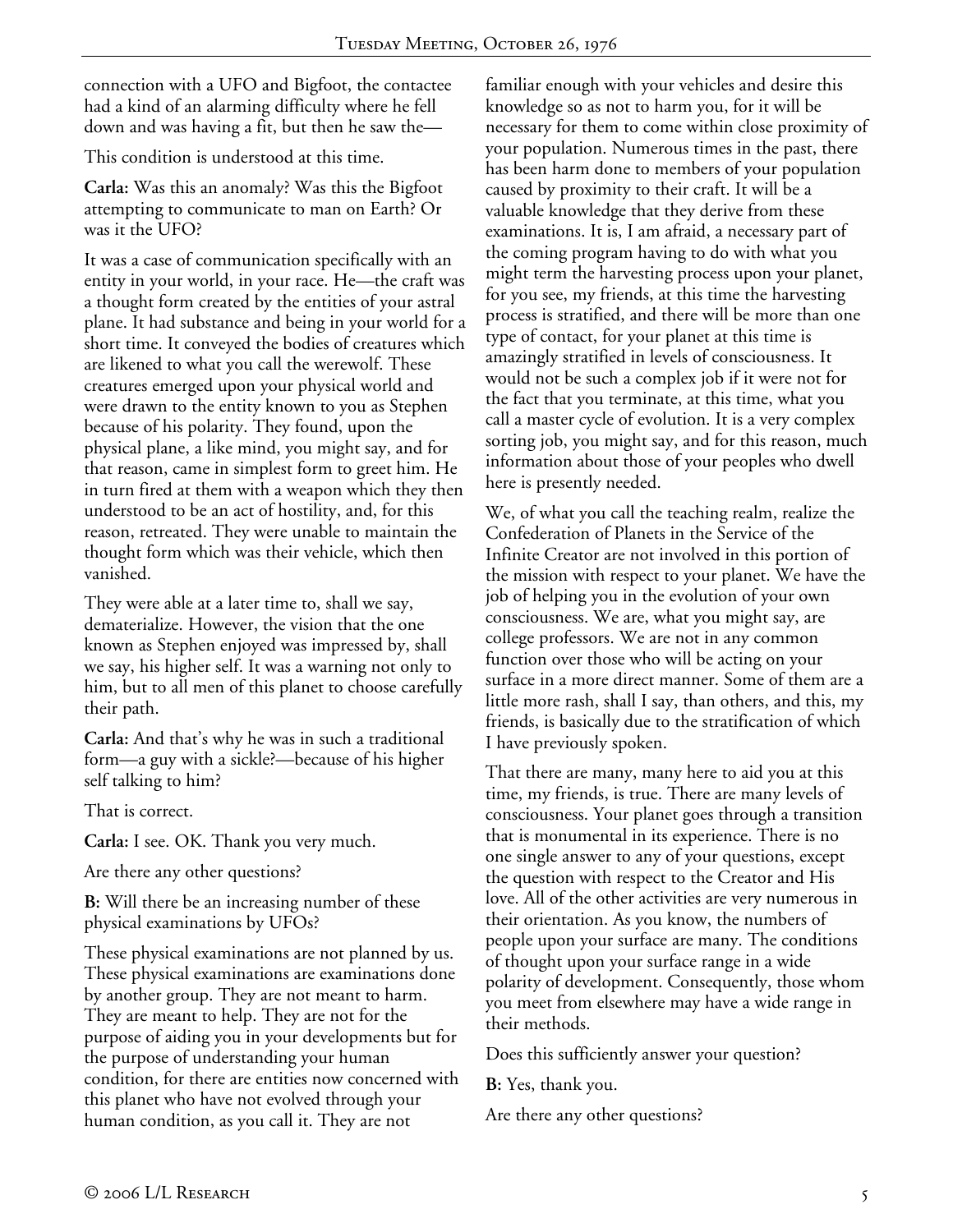connection with a UFO and Bigfoot, the contactee had a kind of an alarming difficulty where he fell down and was having a fit, but then he saw the—

This condition is understood at this time.

**Carla:** Was this an anomaly? Was this the Bigfoot attempting to communicate to man on Earth? Or was it the UFO?

It was a case of communication specifically with an entity in your world, in your race. He—the craft was a thought form created by the entities of your astral plane. It had substance and being in your world for a short time. It conveyed the bodies of creatures which are likened to what you call the werewolf. These creatures emerged upon your physical world and were drawn to the entity known to you as Stephen because of his polarity. They found, upon the physical plane, a like mind, you might say, and for that reason, came in simplest form to greet him. He in turn fired at them with a weapon which they then understood to be an act of hostility, and, for this reason, retreated. They were unable to maintain the thought form which was their vehicle, which then vanished.

They were able at a later time to, shall we say, dematerialize. However, the vision that the one known as Stephen enjoyed was impressed by, shall we say, his higher self. It was a warning not only to him, but to all men of this planet to choose carefully their path.

**Carla:** And that's why he was in such a traditional form—a guy with a sickle?—because of his higher self talking to him?

That is correct.

**Carla:** I see. OK. Thank you very much.

Are there any other questions?

**B:** Will there be an increasing number of these physical examinations by UFOs?

These physical examinations are not planned by us. These physical examinations are examinations done by another group. They are not meant to harm. They are meant to help. They are not for the purpose of aiding you in your developments but for the purpose of understanding your human condition, for there are entities now concerned with this planet who have not evolved through your human condition, as you call it. They are not familiar enough with your vehicles and desire this knowledge so as not to harm you, for it will be necessary for them to come within close proximity of your population. Numerous times in the past, there has been harm done to members of your population caused by proximity to their craft. It will be a valuable knowledge that they derive from these examinations. It is, I am afraid, a necessary part of the coming program having to do with what you might term the harvesting process upon your planet, for you see, my friends, at this time the harvesting process is stratified, and there will be more than one type of contact, for your planet at this time is amazingly stratified in levels of consciousness. It would not be such a complex job if it were not for the fact that you terminate, at this time, what you call a master cycle of evolution. It is a very complex sorting job, you might say, and for this reason, much information about those of your peoples who dwell here is presently needed.

We, of what you call the teaching realm, realize the Confederation of Planets in the Service of the Infinite Creator are not involved in this portion of the mission with respect to your planet. We have the job of helping you in the evolution of your own consciousness. We are, what you might say, are college professors. We are not in any common function over those who will be acting on your surface in a more direct manner. Some of them are a little more rash, shall I say, than others, and this, my friends, is basically due to the stratification of which I have previously spoken.

That there are many, many here to aid you at this time, my friends, is true. There are many levels of consciousness. Your planet goes through a transition that is monumental in its experience. There is no one single answer to any of your questions, except the question with respect to the Creator and His love. All of the other activities are very numerous in their orientation. As you know, the numbers of people upon your surface are many. The conditions of thought upon your surface range in a wide polarity of development. Consequently, those whom you meet from elsewhere may have a wide range in their methods.

Does this sufficiently answer your question?

**B:** Yes, thank you.

Are there any other questions?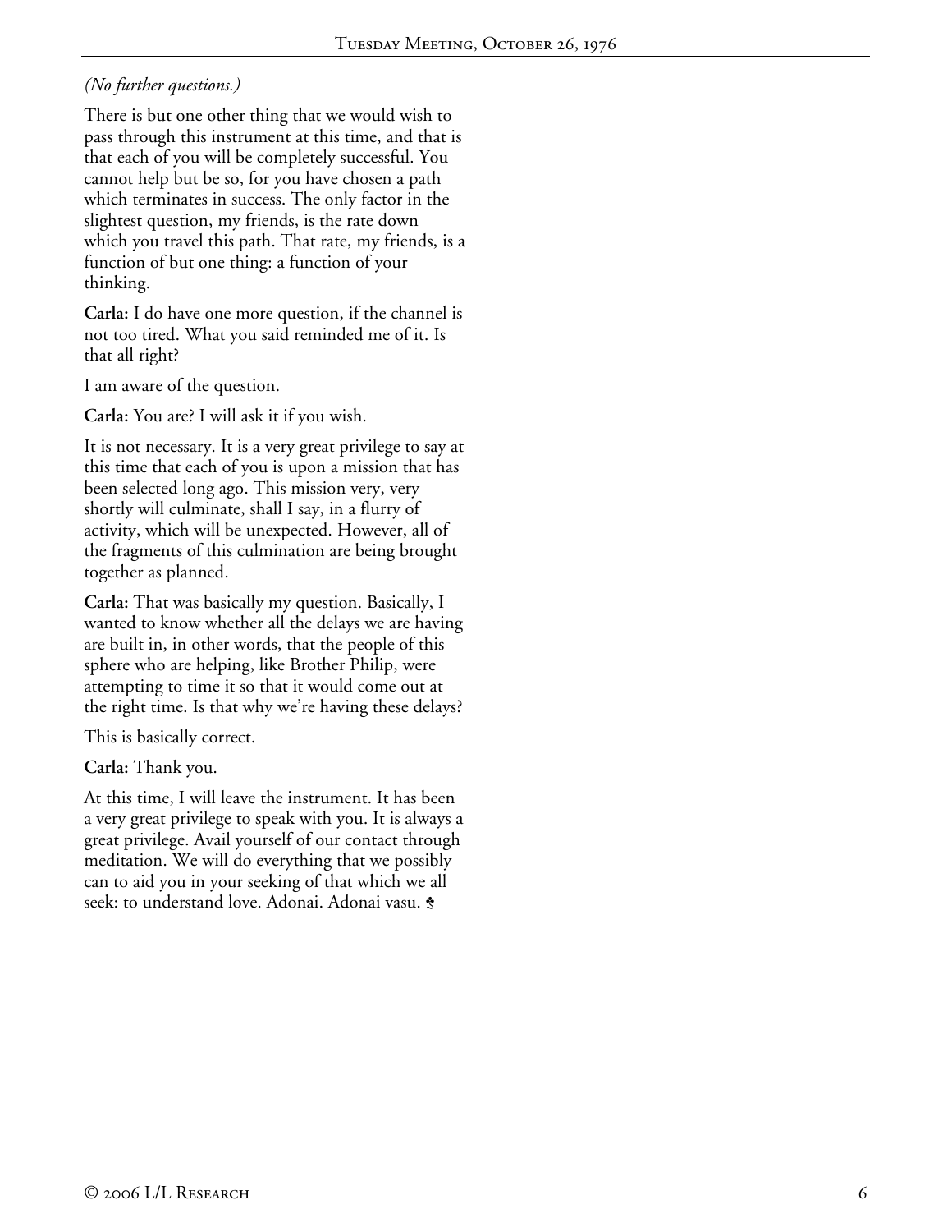*(No further questions.)*

There is but one other thing that we would wish to pass through this instrument at this time, and that is that each of you will be completely successful. You cannot help but be so, for you have chosen a path which terminates in success. The only factor in the slightest question, my friends, is the rate down which you travel this path. That rate, my friends, is a function of but one thing: a function of your thinking.

**Carla:** I do have one more question, if the channel is not too tired. What you said reminded me of it. Is that all right?

I am aware of the question.

**Carla:** You are? I will ask it if you wish.

It is not necessary. It is a very great privilege to say at this time that each of you is upon a mission that has been selected long ago. This mission very, very shortly will culminate, shall I say, in a flurry of activity, which will be unexpected. However, all of the fragments of this culmination are being brought together as planned.

**Carla:** That was basically my question. Basically, I wanted to know whether all the delays we are having are built in, in other words, that the people of this sphere who are helping, like Brother Philip, were attempting to time it so that it would come out at the right time. Is that why we're having these delays?

This is basically correct.

**Carla:** Thank you.

At this time, I will leave the instrument. It has been a very great privilege to speak with you. It is always a great privilege. Avail yourself of our contact through meditation. We will do everything that we possibly can to aid you in your seeking of that which we all seek: to understand love. Adonai. Adonai vasu.